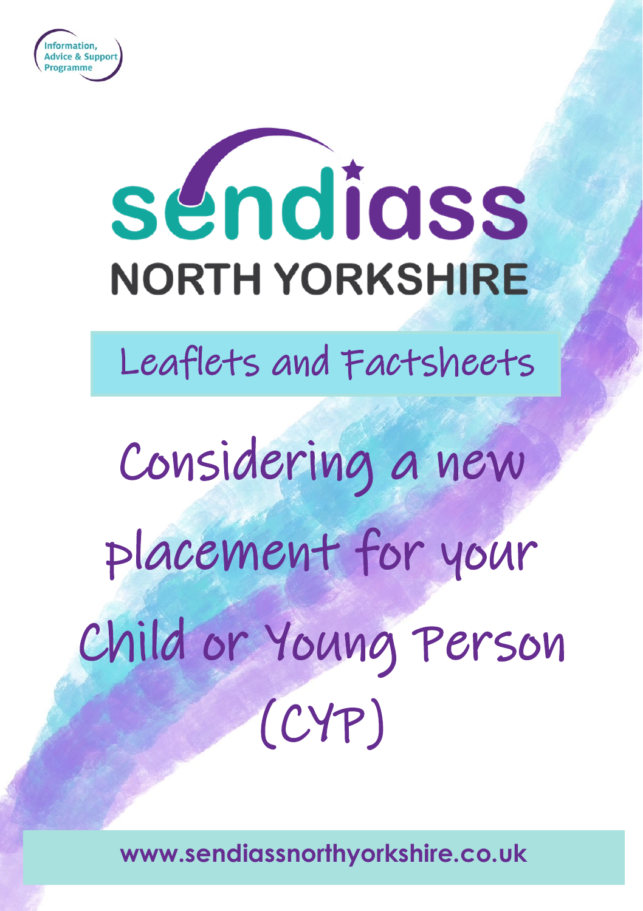Information, Advice & Support Programme

# sendiass NORTH YORKSHIRE

Leaflets and Factsheets

# Considering a new placement for your Child or Young Person (CYP)

www.sendiassnorthyorkshire.co.uk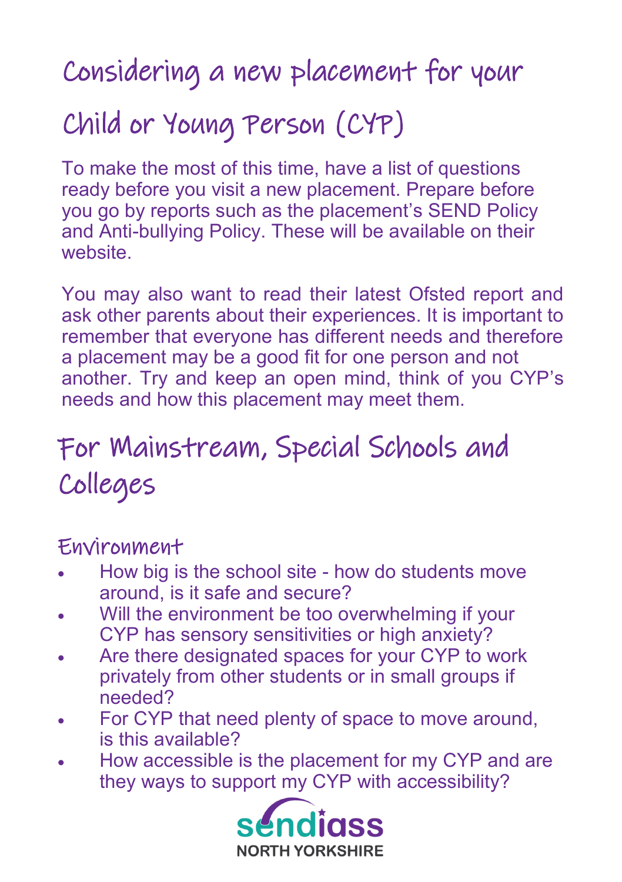# Considering a new placement for your Child or Young Person (CYP)

To make the most of this time, have a list of questions ready before you visit a new placement. Prepare before you go by reports such as the placement's SEND Policy and Anti-bullying Policy. These will be available on their website.

You may also want to read their latest Ofsted report and ask other parents about their experiences. It is important to remember that everyone has different needs and therefore a placement may be a good fit for one person and not another. Try and keep an open mind, think of you CYP's needs and how this placement may meet them.

## For Mainstream, Special Schools and Colleges

### Environment

- How big is the school site - how do students move around, is it safe and secure?
- Will the environment be too overwhelming if your CYP has sensory sensitivities or high anxiety?
- Are there designated spaces for your CYP to work privately from other students or in small groups if needed?
- For CYP that need plenty of space to move around, is this available?
- How accessible is the placement for my CYP and are they ways to support my CYP with accessibility?

sendiass NORTH YORKSHIRE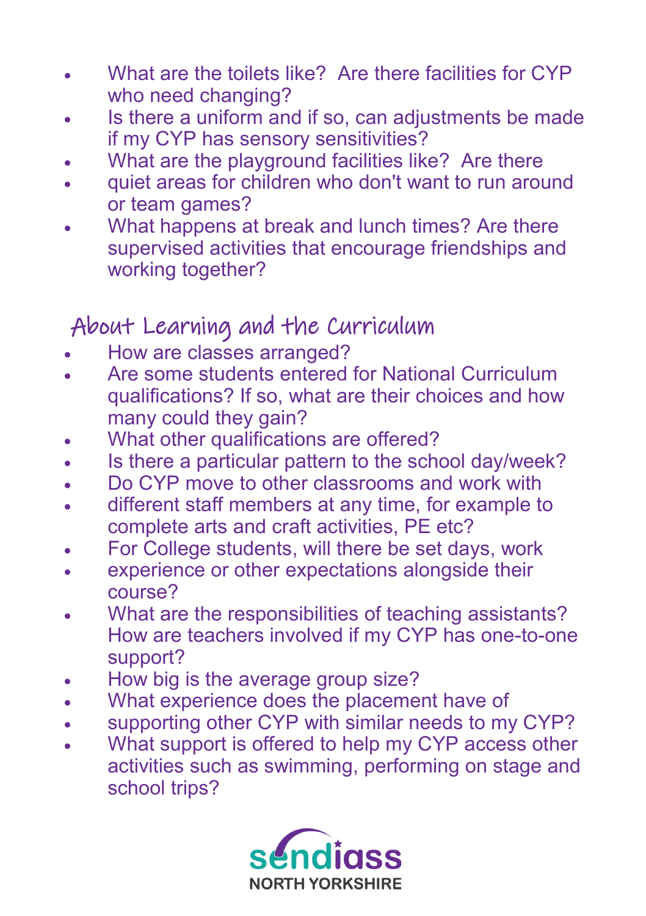- What are the toilets like? Are there facilities for CYP who need changing?
- Is there a uniform and if so, can adjustments be made if my CYP has sensory sensitivities?
- What are the playground facilities like? Are there
- quiet areas for children who don't want to run around or team games?
- What happens at break and lunch times? Are there supervised activities that encourage friendships and working together?

## About Learning and the Curriculum

- How are classes arranged?
- Are some students entered for National Curriculum qualifications? If so, what are their choices and how many could they gain?
- What other qualifications are offered?
- Is there a particular pattern to the school day/week?
- Do CYP move to other classrooms and work with
- different staff members at any time, for example to complete arts and craft activities, PE etc?
- For College students, will there be set days, work
- experience or other expectations alongside their course?
- What are the responsibilities of teaching assistants? How are teachers involved if my CYP has one-to-one support?
- How big is the average group size?
- What experience does the placement have of
- supporting other CYP with similar needs to my CYP?
- What support is offered to help my CYP access other activities such as swimming, performing on stage and school trips?

sendiass NORTH YORKSHIRE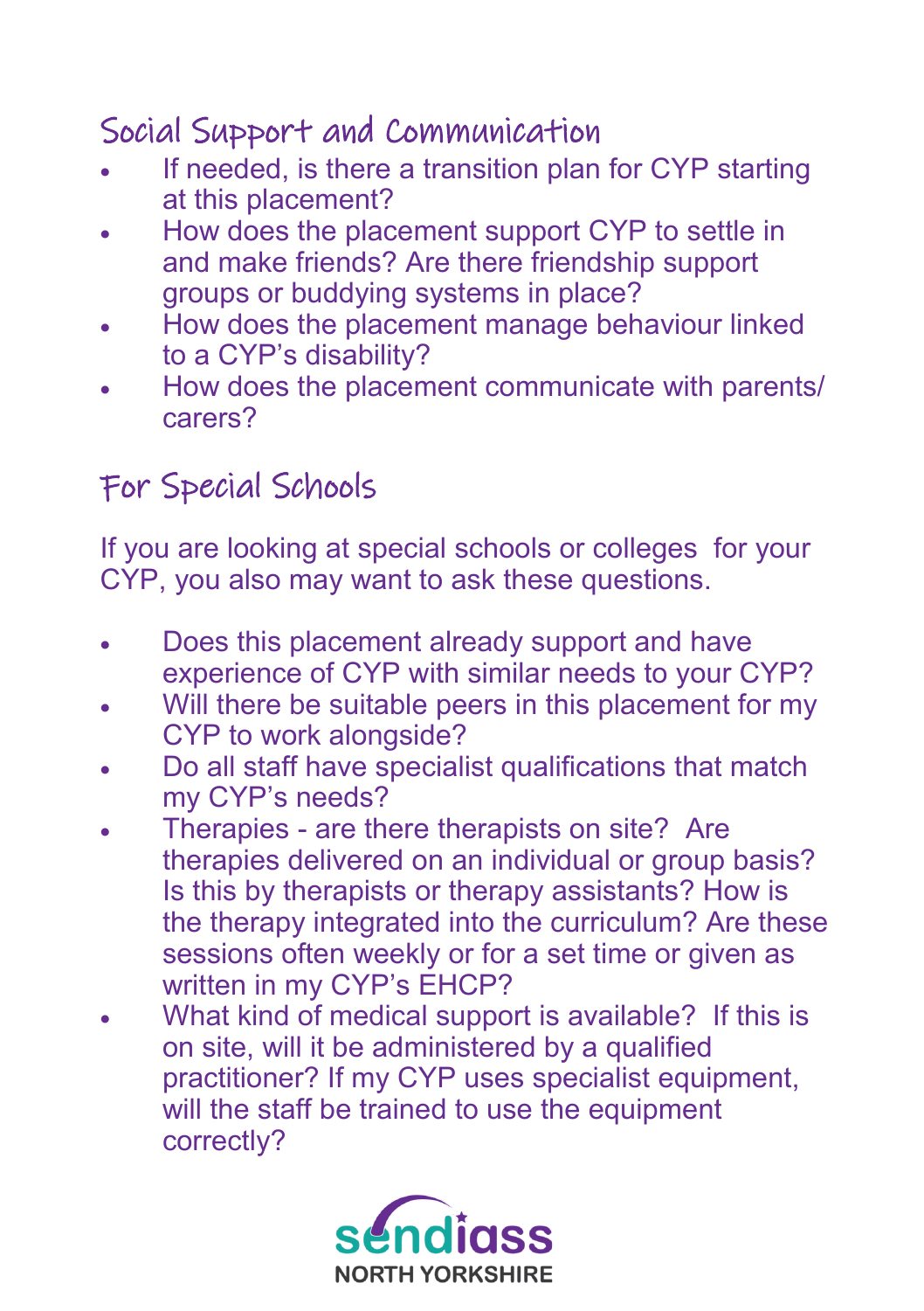## Social Support and Communication

- If needed, is there a transition plan for CYP starting at this placement?
- How does the placement support CYP to settle in and make friends? Are there friendship support groups or buddying systems in place?
- How does the placement manage behaviour linked to a CYP's disability?
- How does the placement communicate with parents/ carers?

## For Special Schools

If you are looking at special schools or colleges for your CYP, you also may want to ask these questions.

- Does this placement already support and have experience of CYP with similar needs to your CYP?
- Will there be suitable peers in this placement for my CYP to work alongside?
- Do all staff have specialist qualifications that match my CYP's needs?
- Therapies - are there therapists on site? Are therapies delivered on an individual or group basis? Is this by therapists or therapy assistants? How is the therapy integrated into the curriculum? Are these sessions often weekly or for a set time or given as written in my CYP's EHCP?
- What kind of medical support is available? If this is on site, will it be administered by a qualified practitioner? If my CYP uses specialist equipment, will the staff be trained to use the equipment correctly?

sendiass
NORTH YORKSHIRE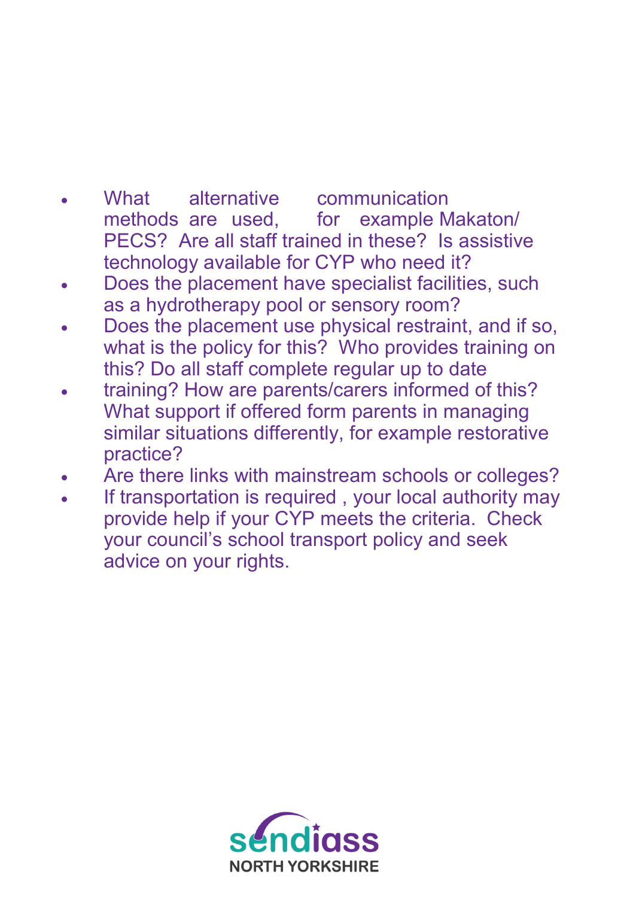- What alternative communication methods are used, for example Makaton/ PECS? Are all staff trained in these? Is assistive technology available for CYP who need it?
- Does the placement have specialist facilities, such as a hydrotherapy pool or sensory room?
- Does the placement use physical restraint, and if so, what is the policy for this? Who provides training on this? Do all staff complete regular up to date
- training? How are parents/carers informed of this? What support if offered form parents in managing similar situations differently, for example restorative practice?
- Are there links with mainstream schools or colleges?
- If transportation is required , your local authority may provide help if your CYP meets the criteria. Check your council's school transport policy and seek advice on your rights.

sendiass NORTH YORKSHIRE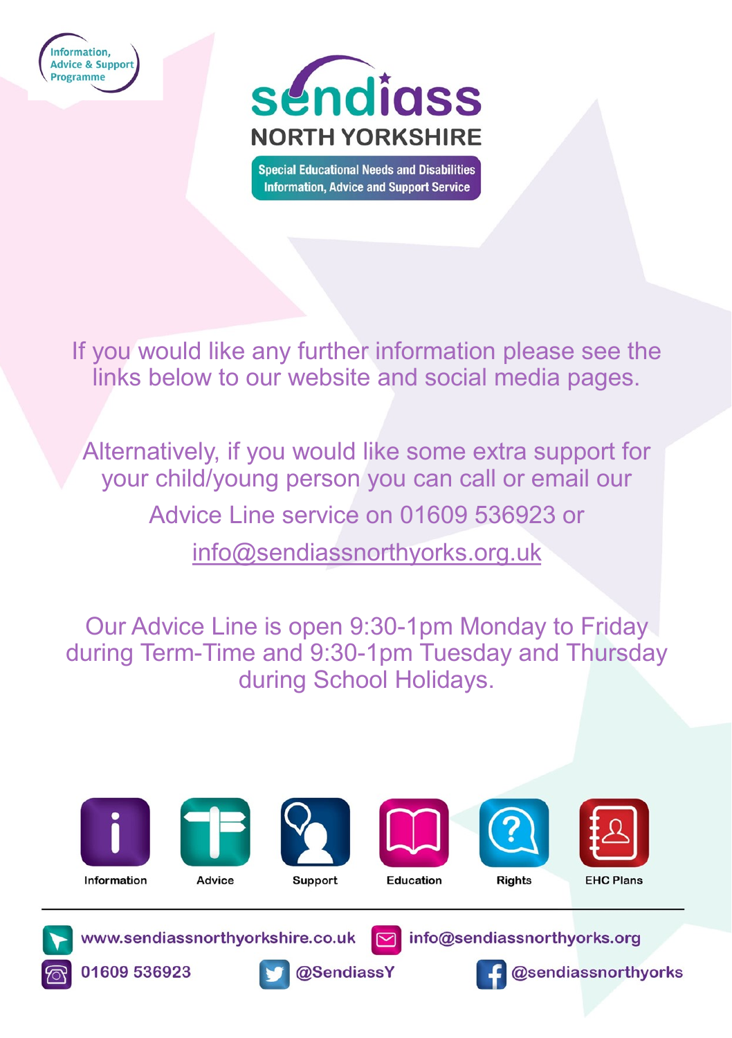Information, Advice & Support Programme

# sendiass NORTH YORKSHIRE

Special Educational Needs and Disabilities Information, Advice and Support Service

If you would like any further information please see the links below to our website and social media pages.

Alternatively, if you would like some extra support for your child/young person you can call or email our Advice Line service on 01609 536923 or info@sendiassnorthyorks.org.uk

Our Advice Line is open 9:30-1pm Monday to Friday during Term-Time and 9:30-1pm Tuesday and Thursday during School Holidays.

Information | Advice | Support | Education | Rights | EHC Plans

www.sendiassnorthyorkshire.co.uk
info@sendiassnorthyorks.org
01609 536923
@SendiassY
@sendiassnorthyorks